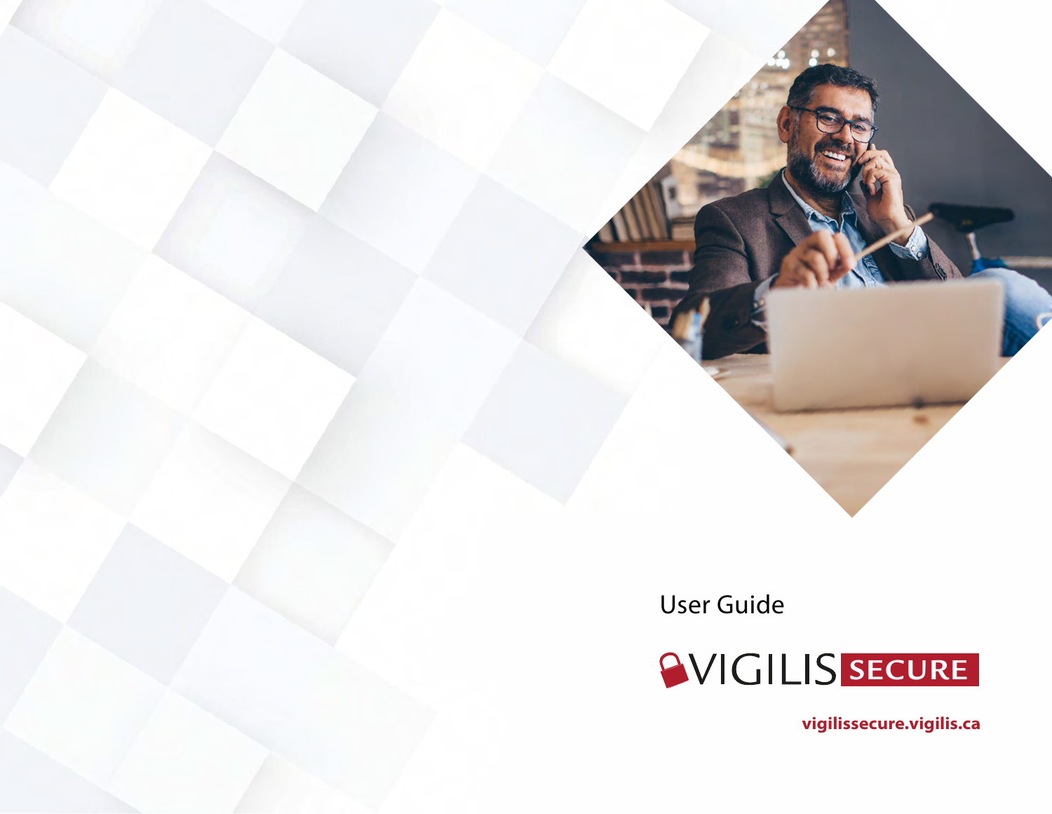User Guide

# VIGILIS SECURE

**vigilissecure.vigilis.ca**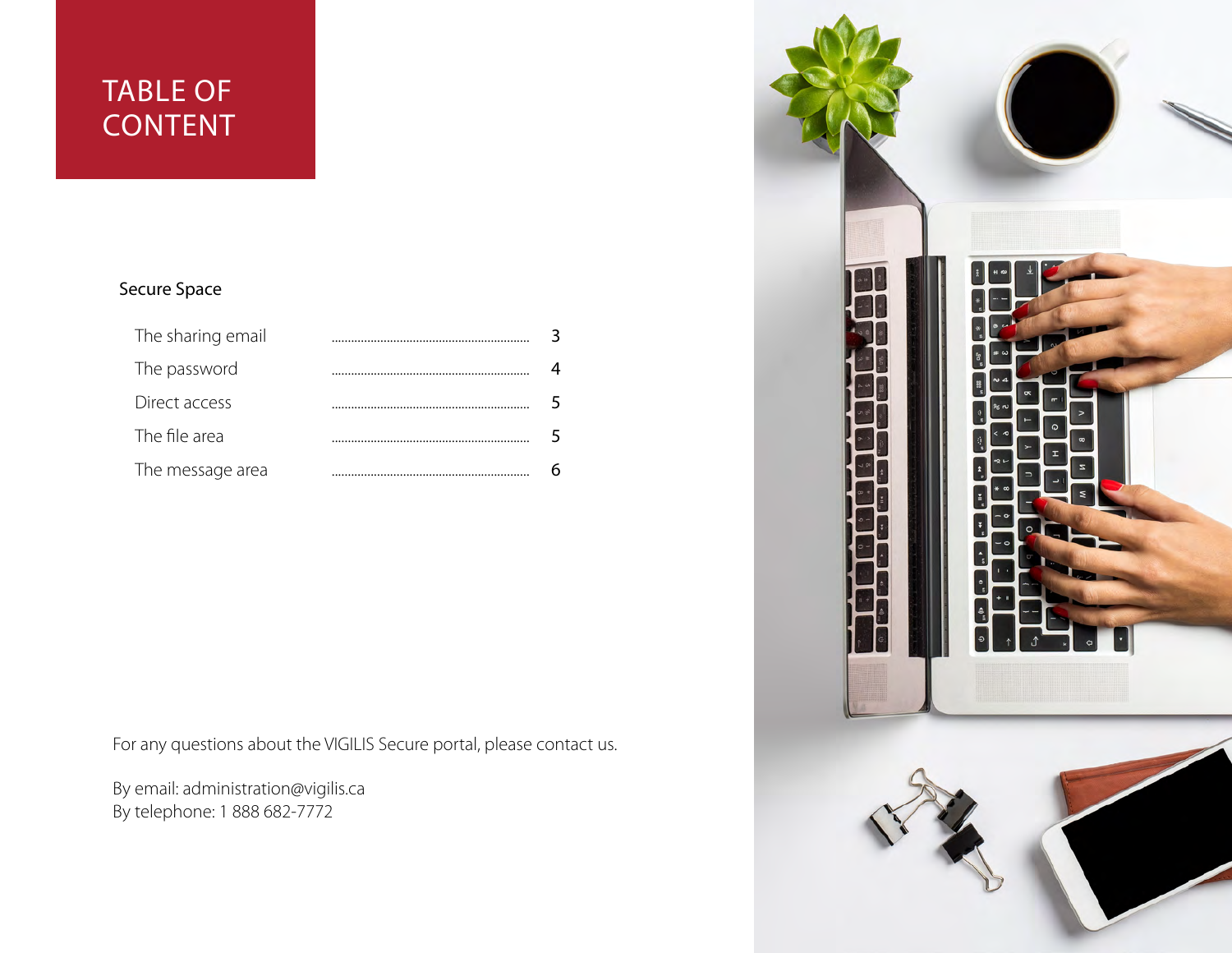# TABLE OF CONTENT

## Secure Space

| | |
|---|---|
| The sharing email | 3 |
| The password | 4 |
| Direct access | 5 |
| The file area | 5 |
| The message area | 6 |

For any questions about the VIGILIS Secure portal, please contact us.

By email: administration@vigilis.ca
By telephone: 1 888 682-7772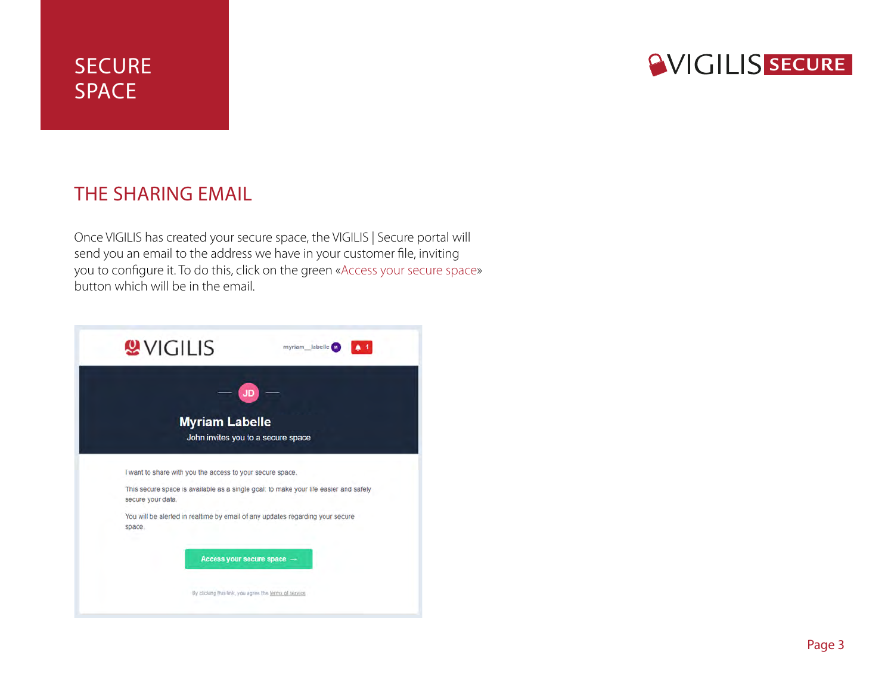# SECURE SPACE

## THE SHARING EMAIL

Once VIGILIS has created your secure space, the VIGILIS | Secure portal will send you an email to the address we have in your customer file, inviting you to configure it. To do this, click on the green «Access your secure space» button which will be in the email.

VIGILIS

myriam__labelle

Myriam Labelle

John invites you to a secure space

I want to share with you the access to your secure space.

This secure space is available as a single goal: to make your life easier and safely secure your data.

You will be alerted in realtime by email of any updates regarding your secure space.

Access your secure space →

By clicking this link, you agree the terms of service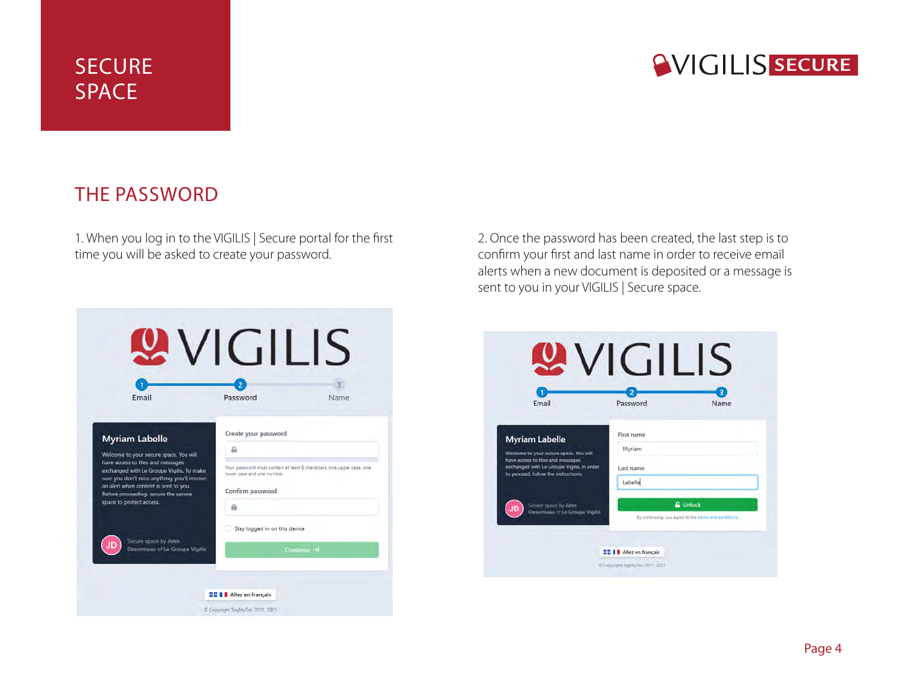# SECURE SPACE

## THE PASSWORD

1. When you log in to the VIGILIS | Secure portal for the first time you will be asked to create your password.

2. Once the password has been created, the last step is to confirm your first and last name in order to receive email alerts when a new document is deposited or a message is sent to you in your VIGILIS | Secure space.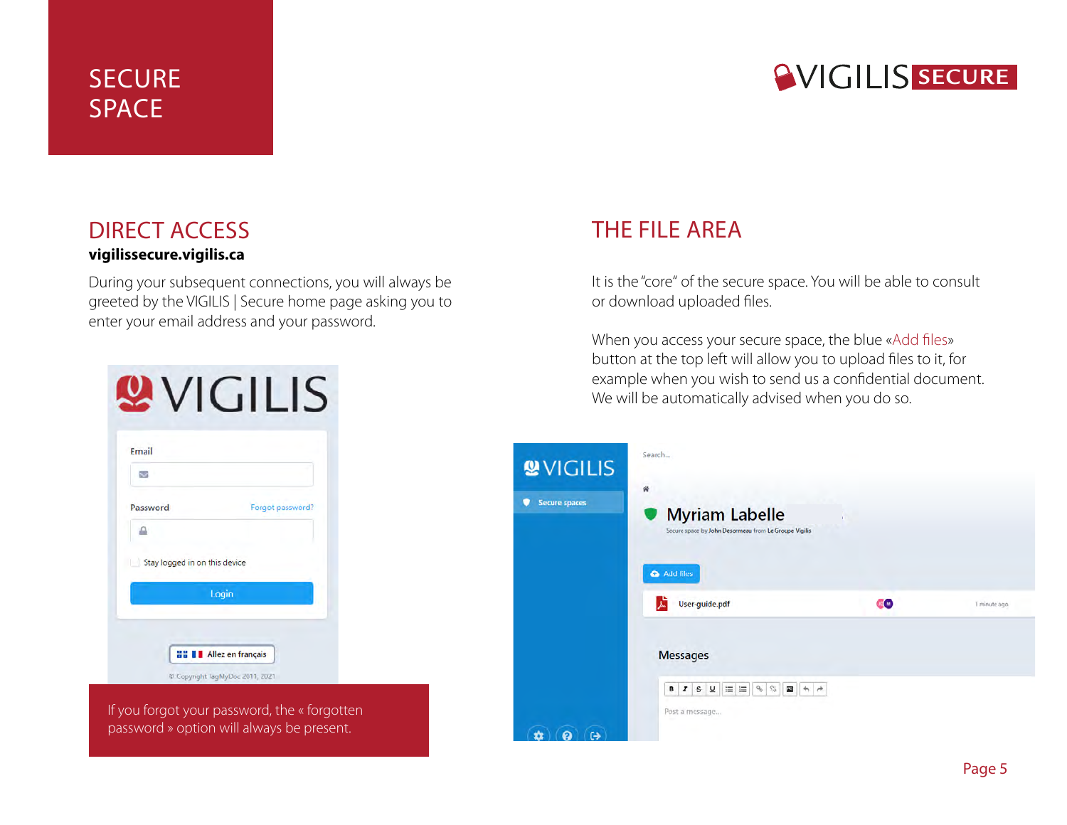# SECURE SPACE

VIGILIS SECURE

## DIRECT ACCESS

**vigilissecure.vigilis.ca**

During your subsequent connections, you will always be greeted by the VIGILIS | Secure home page asking you to enter your email address and your password.

If you forgot your password, the « forgotten password » option will always be present.

## THE FILE AREA

It is the "core" of the secure space. You will be able to consult or download uploaded files.

When you access your secure space, the blue «Add files» button at the top left will allow you to upload files to it, for example when you wish to send us a confidential document. We will be automatically advised when you do so.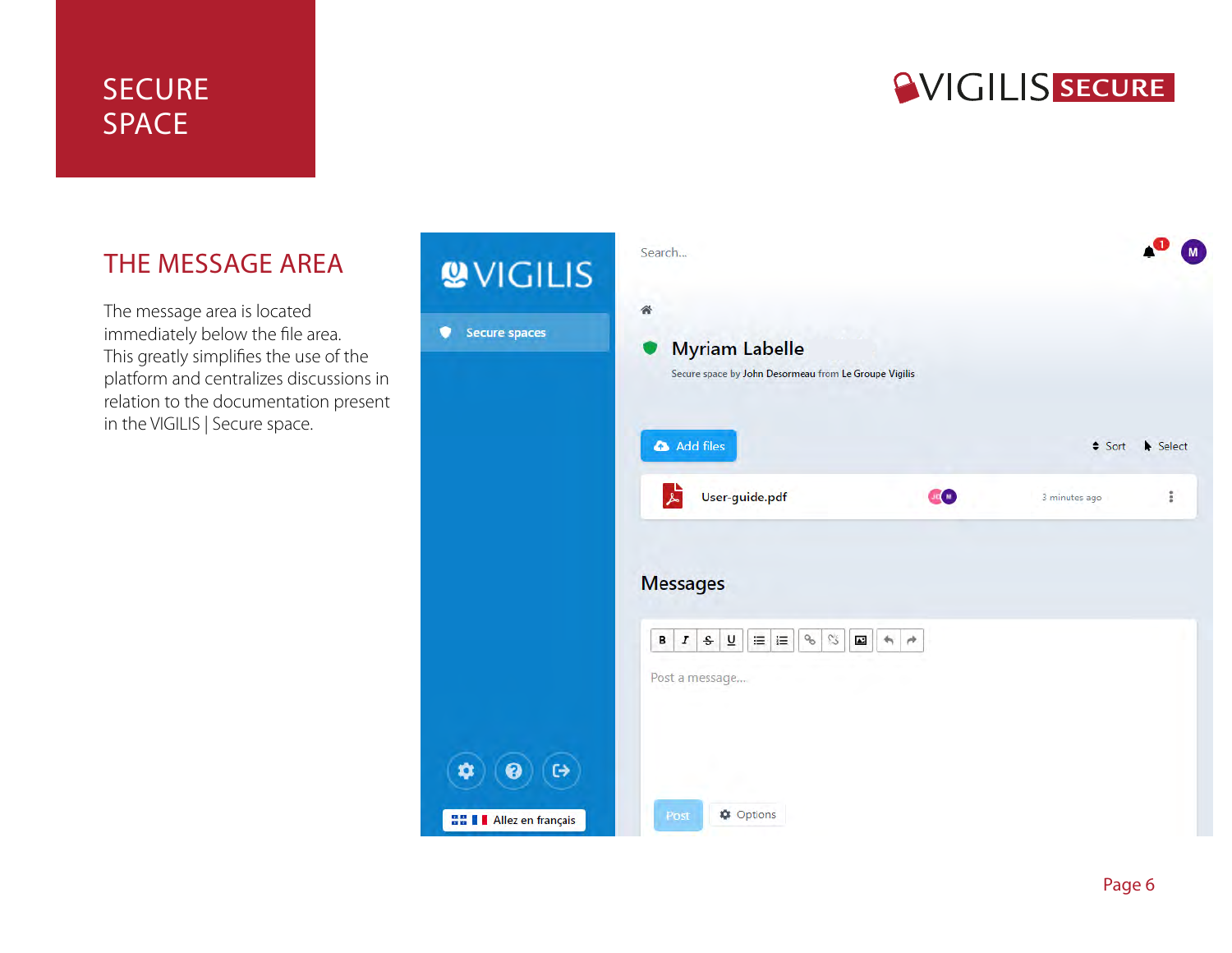# SECURE SPACE

## THE MESSAGE AREA

The message area is located immediately below the file area. This greatly simplifies the use of the platform and centralizes discussions in relation to the documentation present in the VIGILIS | Secure space.